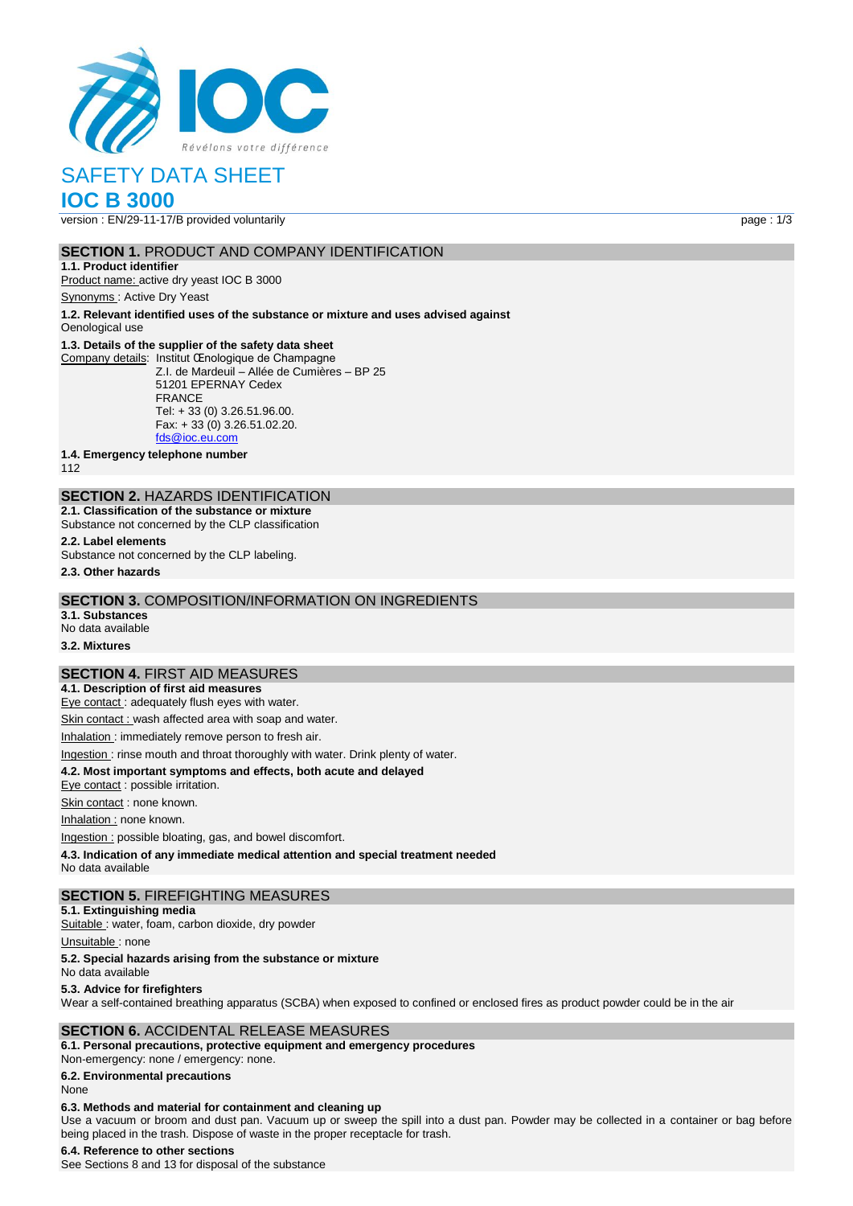# SAFETY DATA SHEET

# IOC B 3000

version : EN/29-11-17/B provided voluntarily

## SECTION 1. PRODUCT AND COMPANY IDENTIFICATION

**1.1. Product identifier**

Product name: active dry yeast IOC B 3000

Synonyms : Active Dry Yeast

**1.2. Relevant identified uses of the substance or mixture and uses advised against**

Oenological use

**1.3. Details of the supplier of the safety data sheet**

Company details: Institut Œnologique de Champagne
Z.I. de Mardeuil – Allée de Cumières – BP 25
51201 EPERNAY Cedex
FRANCE
Tel: + 33 (0) 3.26.51.96.00.
Fax: + 33 (0) 3.26.51.02.20.
fds@ioc.eu.com

**1.4. Emergency telephone number**

112

## SECTION 2. HAZARDS IDENTIFICATION

**2.1. Classification of the substance or mixture**

Substance not concerned by the CLP classification

**2.2. Label elements**

Substance not concerned by the CLP labeling.

**2.3. Other hazards**

## SECTION 3. COMPOSITION/INFORMATION ON INGREDIENTS

**3.1. Substances**

No data available

**3.2. Mixtures**

## SECTION 4. FIRST AID MEASURES

**4.1. Description of first aid measures**

Eye contact : adequately flush eyes with water.

Skin contact : wash affected area with soap and water.

Inhalation : immediately remove person to fresh air.

Ingestion : rinse mouth and throat thoroughly with water. Drink plenty of water.

**4.2. Most important symptoms and effects, both acute and delayed**

Eye contact : possible irritation.

Skin contact : none known.

Inhalation : none known.

Ingestion : possible bloating, gas, and bowel discomfort.

**4.3. Indication of any immediate medical attention and special treatment needed**

No data available

## SECTION 5. FIREFIGHTING MEASURES

**5.1. Extinguishing media**

Suitable : water, foam, carbon dioxide, dry powder

Unsuitable : none

**5.2. Special hazards arising from the substance or mixture**

No data available

**5.3. Advice for firefighters**

Wear a self-contained breathing apparatus (SCBA) when exposed to confined or enclosed fires as product powder could be in the air

## SECTION 6. ACCIDENTAL RELEASE MEASURES

**6.1. Personal precautions, protective equipment and emergency procedures**

Non-emergency: none / emergency: none.

**6.2. Environmental precautions**

None

**6.3. Methods and material for containment and cleaning up**

Use a vacuum or broom and dust pan. Vacuum up or sweep the spill into a dust pan. Powder may be collected in a container or bag before being placed in the trash. Dispose of waste in the proper receptacle for trash.

**6.4. Reference to other sections**

See Sections 8 and 13 for disposal of the substance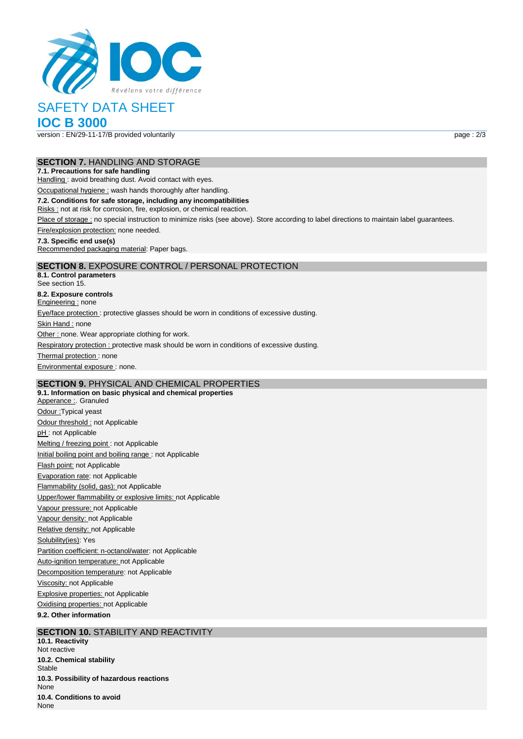## SECTION 7. HANDLING AND STORAGE

**7.1. Precautions for safe handling**

Handling : avoid breathing dust. Avoid contact with eyes.

Occupational hygiene : wash hands thoroughly after handling.

**7.2. Conditions for safe storage, including any incompatibilities**

Risks : not at risk for corrosion, fire, explosion, or chemical reaction.

Place of storage : no special instruction to minimize risks (see above). Store according to label directions to maintain label guarantees.

Fire/explosion protection: none needed.

**7.3. Specific end use(s)**

Recommended packaging material: Paper bags.

## SECTION 8. EXPOSURE CONTROL / PERSONAL PROTECTION

**8.1. Control parameters**

See section 15.

**8.2. Exposure controls**

Engineering : none

Eye/face protection : protective glasses should be worn in conditions of excessive dusting.

Skin Hand : none

Other : none. Wear appropriate clothing for work.

Respiratory protection : protective mask should be worn in conditions of excessive dusting.

Thermal protection : none

Environmental exposure : none.

## SECTION 9. PHYSICAL AND CHEMICAL PROPERTIES

**9.1. Information on basic physical and chemical properties**

Apperance :. Granuled

Odour :Typical yeast

Odour threshold : not Applicable

pH : not Applicable

Melting / freezing point : not Applicable

Initial boiling point and boiling range : not Applicable

Flash point: not Applicable

Evaporation rate: not Applicable

Flammability (solid, gas): not Applicable

Upper/lower flammability or explosive limits: not Applicable

Vapour pressure: not Applicable

Vapour density: not Applicable

Relative density: not Applicable

Solubility(ies): Yes

Partition coefficient: n-octanol/water: not Applicable

Auto-ignition temperature: not Applicable

Decomposition temperature: not Applicable

Viscosity: not Applicable

Explosive properties: not Applicable

Oxidising properties: not Applicable

**9.2. Other information**

## SECTION 10. STABILITY AND REACTIVITY

**10.1. Reactivity**

Not reactive

**10.2. Chemical stability**

Stable

**10.3. Possibility of hazardous reactions**

None

**10.4. Conditions to avoid**

None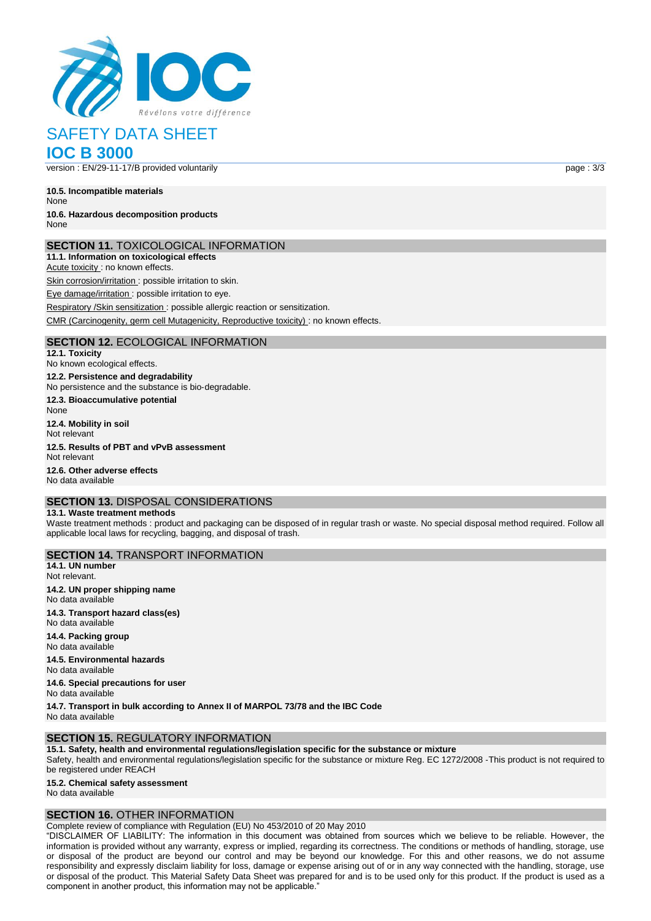# SAFETY DATA SHEET

## IOC B 3000

version : EN/29-11-17/B provided voluntarily

**10.5. Incompatible materials**
None

**10.6. Hazardous decomposition products**
None

## SECTION 11. TOXICOLOGICAL INFORMATION

**11.1. Information on toxicological effects**

Acute toxicity : no known effects.

Skin corrosion/irritation : possible irritation to skin.

Eye damage/irritation : possible irritation to eye.

Respiratory /Skin sensitization : possible allergic reaction or sensitization.

CMR (Carcinogenity, germ cell Mutagenicity, Reproductive toxicity) : no known effects.

## SECTION 12. ECOLOGICAL INFORMATION

**12.1. Toxicity**
No known ecological effects.

**12.2. Persistence and degradability**
No persistence and the substance is bio-degradable.

**12.3. Bioaccumulative potential**
None

**12.4. Mobility in soil**
Not relevant

**12.5. Results of PBT and vPvB assessment**
Not relevant

**12.6. Other adverse effects**
No data available

## SECTION 13. DISPOSAL CONSIDERATIONS

**13.1. Waste treatment methods**
Waste treatment methods : product and packaging can be disposed of in regular trash or waste. No special disposal method required. Follow all applicable local laws for recycling, bagging, and disposal of trash.

## SECTION 14. TRANSPORT INFORMATION

**14.1. UN number**
Not relevant.

**14.2. UN proper shipping name**
No data available

**14.3. Transport hazard class(es)**
No data available

**14.4. Packing group**
No data available

**14.5. Environmental hazards**
No data available

**14.6. Special precautions for user**
No data available

**14.7. Transport in bulk according to Annex II of MARPOL 73/78 and the IBC Code**
No data available

## SECTION 15. REGULATORY INFORMATION

**15.1. Safety, health and environmental regulations/legislation specific for the substance or mixture**
Safety, health and environmental regulations/legislation specific for the substance or mixture Reg. EC 1272/2008 -This product is not required to be registered under REACH

**15.2. Chemical safety assessment**
No data available

## SECTION 16. OTHER INFORMATION

Complete review of compliance with Regulation (EU) No 453/2010 of 20 May 2010

"DISCLAIMER OF LIABILITY: The information in this document was obtained from sources which we believe to be reliable. However, the information is provided without any warranty, express or implied, regarding its correctness. The conditions or methods of handling, storage, use or disposal of the product are beyond our control and may be beyond our knowledge. For this and other reasons, we do not assume responsibility and expressly disclaim liability for loss, damage or expense arising out of or in any way connected with the handling, storage, use or disposal of the product. This Material Safety Data Sheet was prepared for and is to be used only for this product. If the product is used as a component in another product, this information may not be applicable."